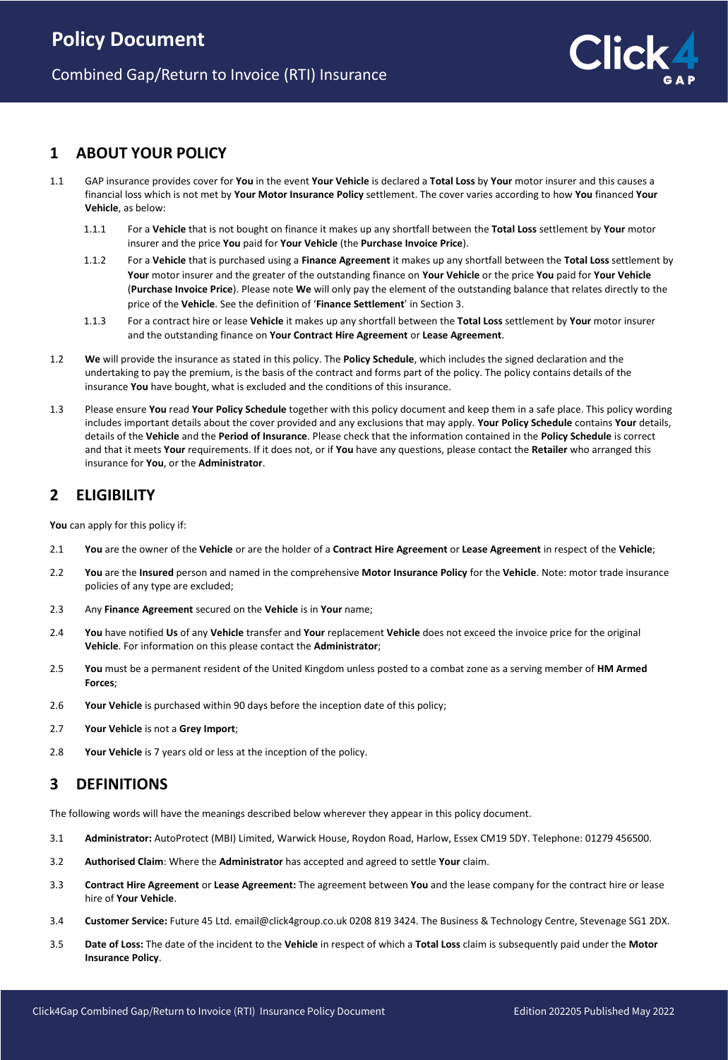# Policy Document

Combined Gap/Return to Invoice (RTI) Insurance

## 1 ABOUT YOUR POLICY

1.1 GAP insurance provides cover for **You** in the event **Your Vehicle** is declared a **Total Loss** by **Your** motor insurer and this causes a financial loss which is not met by **Your Motor Insurance Policy** settlement. The cover varies according to how **You** financed **Your Vehicle**, as below:

1.1.1 For a **Vehicle** that is not bought on finance it makes up any shortfall between the **Total Loss** settlement by **Your** motor insurer and the price **You** paid for **Your Vehicle** (the **Purchase Invoice Price**).

1.1.2 For a **Vehicle** that is purchased using a **Finance Agreement** it makes up any shortfall between the **Total Loss** settlement by **Your** motor insurer and the greater of the outstanding finance on **Your Vehicle** or the price **You** paid for **Your Vehicle** (**Purchase Invoice Price**). Please note **We** will only pay the element of the outstanding balance that relates directly to the price of the **Vehicle**. See the definition of '**Finance Settlement**' in Section 3.

1.1.3 For a contract hire or lease **Vehicle** it makes up any shortfall between the **Total Loss** settlement by **Your** motor insurer and the outstanding finance on **Your Contract Hire Agreement** or **Lease Agreement**.

1.2 **We** will provide the insurance as stated in this policy. The **Policy Schedule**, which includes the signed declaration and the undertaking to pay the premium, is the basis of the contract and forms part of the policy. The policy contains details of the insurance **You** have bought, what is excluded and the conditions of this insurance.

1.3 Please ensure **You** read **Your Policy Schedule** together with this policy document and keep them in a safe place. This policy wording includes important details about the cover provided and any exclusions that may apply. **Your Policy Schedule** contains **Your** details, details of the **Vehicle** and the **Period of Insurance**. Please check that the information contained in the **Policy Schedule** is correct and that it meets **Your** requirements. If it does not, or if **You** have any questions, please contact the **Retailer** who arranged this insurance for **You**, or the **Administrator**.

## 2 ELIGIBILITY

**You** can apply for this policy if:

2.1 **You** are the owner of the **Vehicle** or are the holder of a **Contract Hire Agreement** or **Lease Agreement** in respect of the **Vehicle**;

2.2 **You** are the **Insured** person and named in the comprehensive **Motor Insurance Policy** for the **Vehicle**. Note: motor trade insurance policies of any type are excluded;

2.3 Any **Finance Agreement** secured on the **Vehicle** is in **Your** name;

2.4 **You** have notified **Us** of any **Vehicle** transfer and **Your** replacement **Vehicle** does not exceed the invoice price for the original **Vehicle**. For information on this please contact the **Administrator**;

2.5 **You** must be a permanent resident of the United Kingdom unless posted to a combat zone as a serving member of **HM Armed Forces**;

2.6 **Your Vehicle** is purchased within 90 days before the inception date of this policy;

2.7 **Your Vehicle** is not a **Grey Import**;

2.8 **Your Vehicle** is 7 years old or less at the inception of the policy.

## 3 DEFINITIONS

The following words will have the meanings described below wherever they appear in this policy document.

3.1 **Administrator:** AutoProtect (MBI) Limited, Warwick House, Roydon Road, Harlow, Essex CM19 5DY. Telephone: 01279 456500.

3.2 **Authorised Claim**: Where the **Administrator** has accepted and agreed to settle **Your** claim.

3.3 **Contract Hire Agreement** or **Lease Agreement:** The agreement between **You** and the lease company for the contract hire or lease hire of **Your Vehicle**.

3.4 **Customer Service:** Future 45 Ltd. email@click4group.co.uk 0208 819 3424. The Business & Technology Centre, Stevenage SG1 2DX.

3.5 **Date of Loss:** The date of the incident to the **Vehicle** in respect of which a **Total Loss** claim is subsequently paid under the **Motor Insurance Policy**.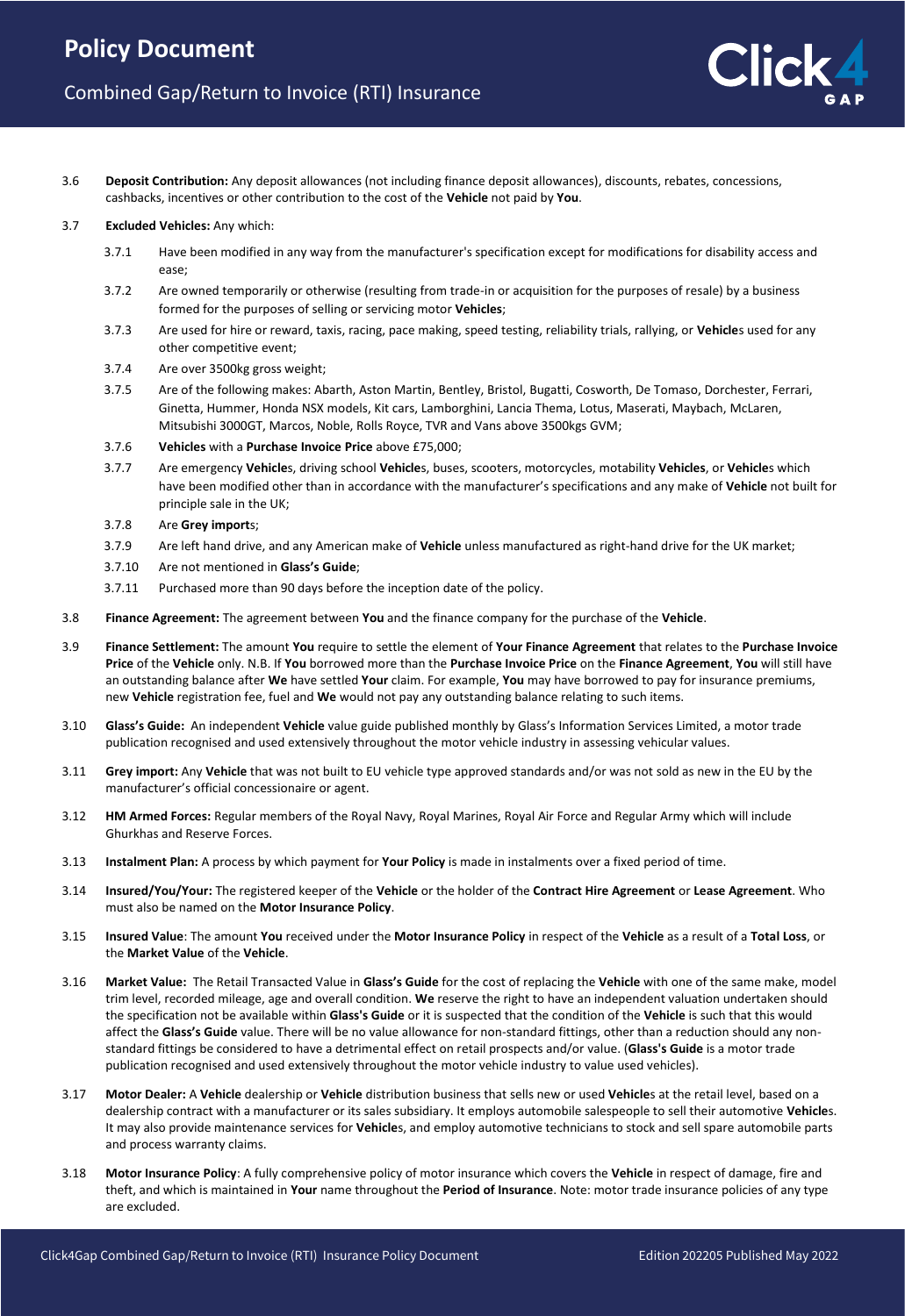3.6 **Deposit Contribution:** Any deposit allowances (not including finance deposit allowances), discounts, rebates, concessions, cashbacks, incentives or other contribution to the cost of the **Vehicle** not paid by **You**.

3.7 **Excluded Vehicles:** Any which:

- 3.7.1 Have been modified in any way from the manufacturer's specification except for modifications for disability access and ease;
- 3.7.2 Are owned temporarily or otherwise (resulting from trade-in or acquisition for the purposes of resale) by a business formed for the purposes of selling or servicing motor **Vehicles**;
- 3.7.3 Are used for hire or reward, taxis, racing, pace making, speed testing, reliability trials, rallying, or **Vehicle**s used for any other competitive event;
- 3.7.4 Are over 3500kg gross weight;
- 3.7.5 Are of the following makes: Abarth, Aston Martin, Bentley, Bristol, Bugatti, Cosworth, De Tomaso, Dorchester, Ferrari, Ginetta, Hummer, Honda NSX models, Kit cars, Lamborghini, Lancia Thema, Lotus, Maserati, Maybach, McLaren, Mitsubishi 3000GT, Marcos, Noble, Rolls Royce, TVR and Vans above 3500kgs GVM;
- 3.7.6 **Vehicles** with a **Purchase Invoice Price** above £75,000;
- 3.7.7 Are emergency **Vehicle**s, driving school **Vehicle**s, buses, scooters, motorcycles, motability **Vehicles**, or **Vehicle**s which have been modified other than in accordance with the manufacturer's specifications and any make of **Vehicle** not built for principle sale in the UK;
- 3.7.8 Are **Grey import**s;
- 3.7.9 Are left hand drive, and any American make of **Vehicle** unless manufactured as right-hand drive for the UK market;
- 3.7.10 Are not mentioned in **Glass's Guide**;
- 3.7.11 Purchased more than 90 days before the inception date of the policy.

3.8 **Finance Agreement:** The agreement between **You** and the finance company for the purchase of the **Vehicle**.

3.9 **Finance Settlement:** The amount **You** require to settle the element of **Your Finance Agreement** that relates to the **Purchase Invoice Price** of the **Vehicle** only. N.B. If **You** borrowed more than the **Purchase Invoice Price** on the **Finance Agreement**, **You** will still have an outstanding balance after **We** have settled **Your** claim. For example, **You** may have borrowed to pay for insurance premiums, new **Vehicle** registration fee, fuel and **We** would not pay any outstanding balance relating to such items.

3.10 **Glass's Guide:** An independent **Vehicle** value guide published monthly by Glass's Information Services Limited, a motor trade publication recognised and used extensively throughout the motor vehicle industry in assessing vehicular values.

3.11 **Grey import:** Any **Vehicle** that was not built to EU vehicle type approved standards and/or was not sold as new in the EU by the manufacturer's official concessionaire or agent.

3.12 **HM Armed Forces:** Regular members of the Royal Navy, Royal Marines, Royal Air Force and Regular Army which will include Ghurkhas and Reserve Forces.

3.13 **Instalment Plan:** A process by which payment for **Your Policy** is made in instalments over a fixed period of time.

3.14 **Insured/You/Your:** The registered keeper of the **Vehicle** or the holder of the **Contract Hire Agreement** or **Lease Agreement**. Who must also be named on the **Motor Insurance Policy**.

3.15 **Insured Value**: The amount **You** received under the **Motor Insurance Policy** in respect of the **Vehicle** as a result of a **Total Loss**, or the **Market Value** of the **Vehicle**.

3.16 **Market Value:** The Retail Transacted Value in **Glass's Guide** for the cost of replacing the **Vehicle** with one of the same make, model trim level, recorded mileage, age and overall condition. **We** reserve the right to have an independent valuation undertaken should the specification not be available within **Glass's Guide** or it is suspected that the condition of the **Vehicle** is such that this would affect the **Glass's Guide** value. There will be no value allowance for non-standard fittings, other than a reduction should any non-standard fittings be considered to have a detrimental effect on retail prospects and/or value. (**Glass's Guide** is a motor trade publication recognised and used extensively throughout the motor vehicle industry to value used vehicles).

3.17 **Motor Dealer:** A **Vehicle** dealership or **Vehicle** distribution business that sells new or used **Vehicle**s at the retail level, based on a dealership contract with a manufacturer or its sales subsidiary. It employs automobile salespeople to sell their automotive **Vehicle**s. It may also provide maintenance services for **Vehicle**s, and employ automotive technicians to stock and sell spare automobile parts and process warranty claims.

3.18 **Motor Insurance Policy**: A fully comprehensive policy of motor insurance which covers the **Vehicle** in respect of damage, fire and theft, and which is maintained in **Your** name throughout the **Period of Insurance**. Note: motor trade insurance policies of any type are excluded.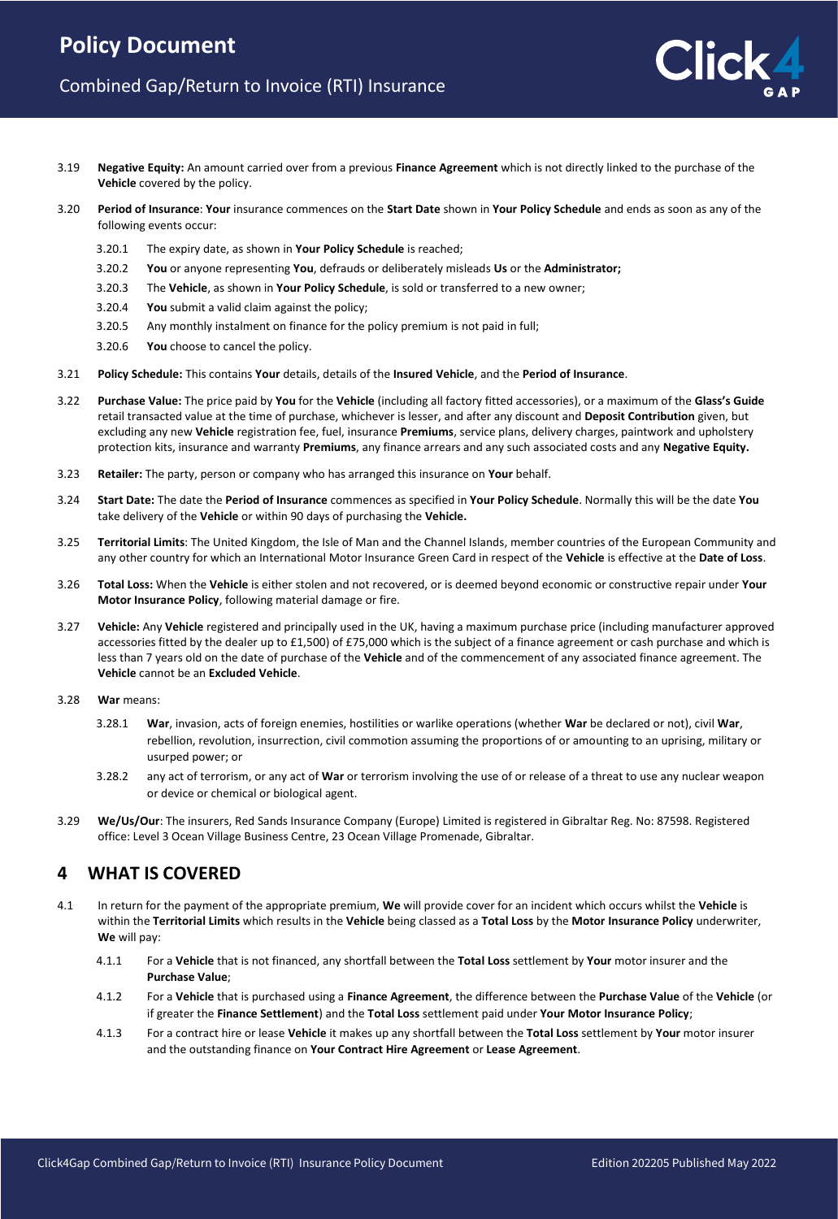3.19 **Negative Equity:** An amount carried over from a previous **Finance Agreement** which is not directly linked to the purchase of the **Vehicle** covered by the policy.

3.20 **Period of Insurance**: **Your** insurance commences on the **Start Date** shown in **Your Policy Schedule** and ends as soon as any of the following events occur:

3.20.1 The expiry date, as shown in **Your Policy Schedule** is reached;

3.20.2 **You** or anyone representing **You**, defrauds or deliberately misleads **Us** or the **Administrator;**

3.20.3 The **Vehicle**, as shown in **Your Policy Schedule**, is sold or transferred to a new owner;

3.20.4 **You** submit a valid claim against the policy;

3.20.5 Any monthly instalment on finance for the policy premium is not paid in full;

3.20.6 **You** choose to cancel the policy.

3.21 **Policy Schedule:** This contains **Your** details, details of the **Insured Vehicle**, and the **Period of Insurance**.

3.22 **Purchase Value:** The price paid by **You** for the **Vehicle** (including all factory fitted accessories), or a maximum of the **Glass's Guide** retail transacted value at the time of purchase, whichever is lesser, and after any discount and **Deposit Contribution** given, but excluding any new **Vehicle** registration fee, fuel, insurance **Premiums**, service plans, delivery charges, paintwork and upholstery protection kits, insurance and warranty **Premiums**, any finance arrears and any such associated costs and any **Negative Equity.**

3.23 **Retailer:** The party, person or company who has arranged this insurance on **Your** behalf.

3.24 **Start Date:** The date the **Period of Insurance** commences as specified in **Your Policy Schedule**. Normally this will be the date **You** take delivery of the **Vehicle** or within 90 days of purchasing the **Vehicle.**

3.25 **Territorial Limits**: The United Kingdom, the Isle of Man and the Channel Islands, member countries of the European Community and any other country for which an International Motor Insurance Green Card in respect of the **Vehicle** is effective at the **Date of Loss**.

3.26 **Total Loss:** When the **Vehicle** is either stolen and not recovered, or is deemed beyond economic or constructive repair under **Your Motor Insurance Policy**, following material damage or fire.

3.27 **Vehicle:** Any **Vehicle** registered and principally used in the UK, having a maximum purchase price (including manufacturer approved accessories fitted by the dealer up to £1,500) of £75,000 which is the subject of a finance agreement or cash purchase and which is less than 7 years old on the date of purchase of the **Vehicle** and of the commencement of any associated finance agreement. The **Vehicle** cannot be an **Excluded Vehicle**.

3.28 **War** means:

3.28.1 **War**, invasion, acts of foreign enemies, hostilities or warlike operations (whether **War** be declared or not), civil **War**, rebellion, revolution, insurrection, civil commotion assuming the proportions of or amounting to an uprising, military or usurped power; or

3.28.2 any act of terrorism, or any act of **War** or terrorism involving the use of or release of a threat to use any nuclear weapon or device or chemical or biological agent.

3.29 **We/Us/Our**: The insurers, Red Sands Insurance Company (Europe) Limited is registered in Gibraltar Reg. No: 87598. Registered office: Level 3 Ocean Village Business Centre, 23 Ocean Village Promenade, Gibraltar.

## 4 WHAT IS COVERED

4.1 In return for the payment of the appropriate premium, **We** will provide cover for an incident which occurs whilst the **Vehicle** is within the **Territorial Limits** which results in the **Vehicle** being classed as a **Total Loss** by the **Motor Insurance Policy** underwriter, **We** will pay:

4.1.1 For a **Vehicle** that is not financed, any shortfall between the **Total Loss** settlement by **Your** motor insurer and the **Purchase Value**;

4.1.2 For a **Vehicle** that is purchased using a **Finance Agreement**, the difference between the **Purchase Value** of the **Vehicle** (or if greater the **Finance Settlement**) and the **Total Loss** settlement paid under **Your Motor Insurance Policy**;

4.1.3 For a contract hire or lease **Vehicle** it makes up any shortfall between the **Total Loss** settlement by **Your** motor insurer and the outstanding finance on **Your Contract Hire Agreement** or **Lease Agreement**.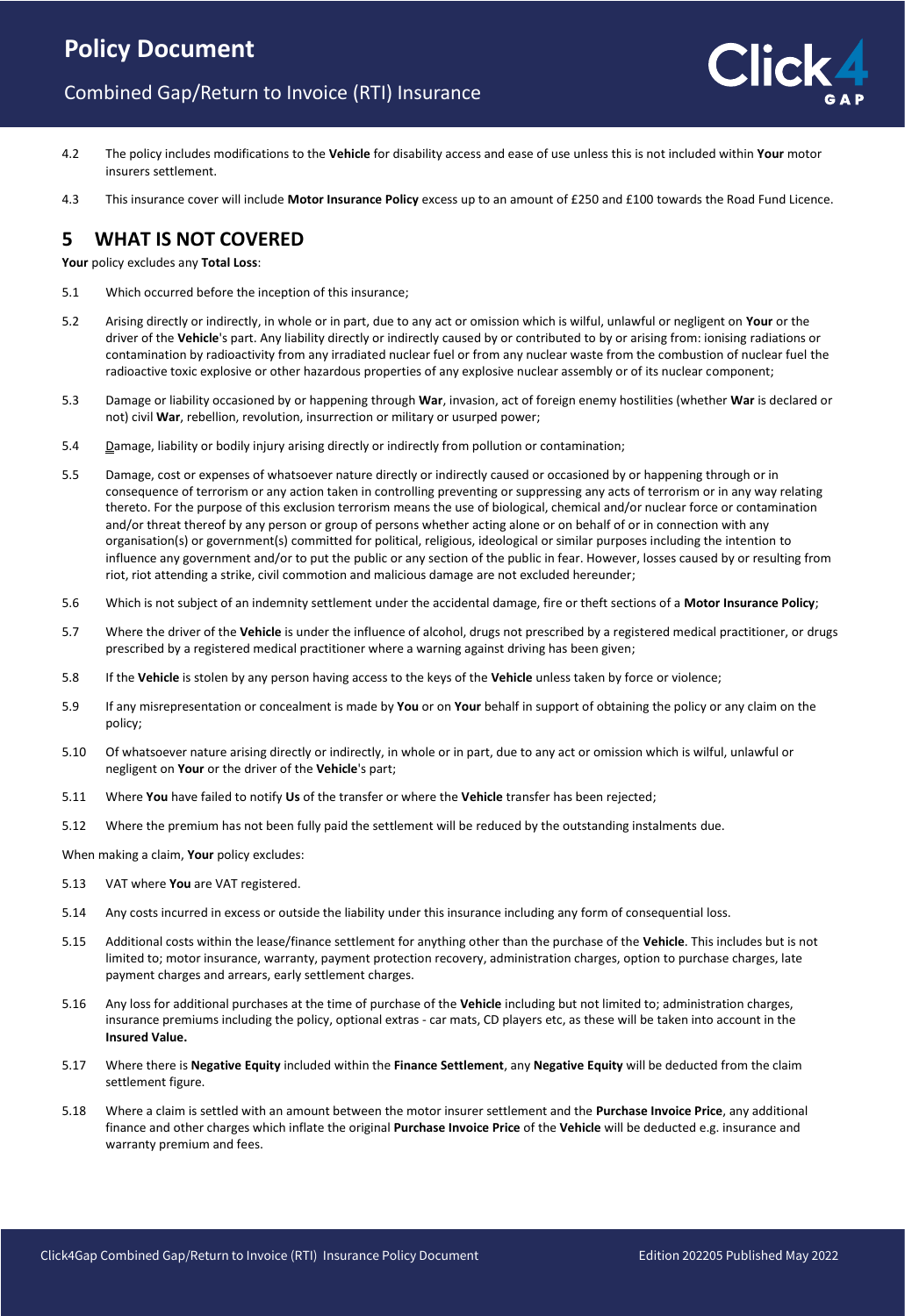4.2 The policy includes modifications to the **Vehicle** for disability access and ease of use unless this is not included within **Your** motor insurers settlement.

4.3 This insurance cover will include **Motor Insurance Policy** excess up to an amount of £250 and £100 towards the Road Fund Licence.

## 5 WHAT IS NOT COVERED

**Your** policy excludes any **Total Loss**:

5.1 Which occurred before the inception of this insurance;

5.2 Arising directly or indirectly, in whole or in part, due to any act or omission which is wilful, unlawful or negligent on **Your** or the driver of the **Vehicle**'s part. Any liability directly or indirectly caused by or contributed to by or arising from: ionising radiations or contamination by radioactivity from any irradiated nuclear fuel or from any nuclear waste from the combustion of nuclear fuel the radioactive toxic explosive or other hazardous properties of any explosive nuclear assembly or of its nuclear component;

5.3 Damage or liability occasioned by or happening through **War**, invasion, act of foreign enemy hostilities (whether **War** is declared or not) civil **War**, rebellion, revolution, insurrection or military or usurped power;

5.4 Damage, liability or bodily injury arising directly or indirectly from pollution or contamination;

5.5 Damage, cost or expenses of whatsoever nature directly or indirectly caused or occasioned by or happening through or in consequence of terrorism or any action taken in controlling preventing or suppressing any acts of terrorism or in any way relating thereto. For the purpose of this exclusion terrorism means the use of biological, chemical and/or nuclear force or contamination and/or threat thereof by any person or group of persons whether acting alone or on behalf of or in connection with any organisation(s) or government(s) committed for political, religious, ideological or similar purposes including the intention to influence any government and/or to put the public or any section of the public in fear. However, losses caused by or resulting from riot, riot attending a strike, civil commotion and malicious damage are not excluded hereunder;

5.6 Which is not subject of an indemnity settlement under the accidental damage, fire or theft sections of a **Motor Insurance Policy**;

5.7 Where the driver of the **Vehicle** is under the influence of alcohol, drugs not prescribed by a registered medical practitioner, or drugs prescribed by a registered medical practitioner where a warning against driving has been given;

5.8 If the **Vehicle** is stolen by any person having access to the keys of the **Vehicle** unless taken by force or violence;

5.9 If any misrepresentation or concealment is made by **You** or on **Your** behalf in support of obtaining the policy or any claim on the policy;

5.10 Of whatsoever nature arising directly or indirectly, in whole or in part, due to any act or omission which is wilful, unlawful or negligent on **Your** or the driver of the **Vehicle**'s part;

5.11 Where **You** have failed to notify **Us** of the transfer or where the **Vehicle** transfer has been rejected;

5.12 Where the premium has not been fully paid the settlement will be reduced by the outstanding instalments due.

When making a claim, **Your** policy excludes:

5.13 VAT where **You** are VAT registered.

5.14 Any costs incurred in excess or outside the liability under this insurance including any form of consequential loss.

5.15 Additional costs within the lease/finance settlement for anything other than the purchase of the **Vehicle**. This includes but is not limited to; motor insurance, warranty, payment protection recovery, administration charges, option to purchase charges, late payment charges and arrears, early settlement charges.

5.16 Any loss for additional purchases at the time of purchase of the **Vehicle** including but not limited to; administration charges, insurance premiums including the policy, optional extras - car mats, CD players etc, as these will be taken into account in the **Insured Value.**

5.17 Where there is **Negative Equity** included within the **Finance Settlement**, any **Negative Equity** will be deducted from the claim settlement figure.

5.18 Where a claim is settled with an amount between the motor insurer settlement and the **Purchase Invoice Price**, any additional finance and other charges which inflate the original **Purchase Invoice Price** of the **Vehicle** will be deducted e.g. insurance and warranty premium and fees.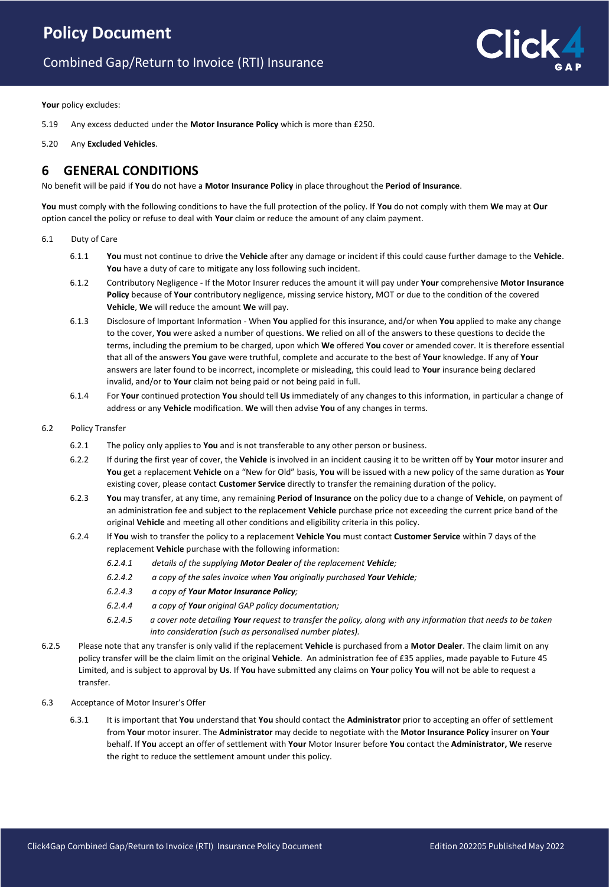**Your** policy excludes:

5.19 Any excess deducted under the **Motor Insurance Policy** which is more than £250.

5.20 Any **Excluded Vehicles**.

## 6 GENERAL CONDITIONS

No benefit will be paid if **You** do not have a **Motor Insurance Policy** in place throughout the **Period of Insurance**.

**You** must comply with the following conditions to have the full protection of the policy. If **You** do not comply with them **We** may at **Our** option cancel the policy or refuse to deal with **Your** claim or reduce the amount of any claim payment.

6.1 Duty of Care

6.1.1 **You** must not continue to drive the **Vehicle** after any damage or incident if this could cause further damage to the **Vehicle**. **You** have a duty of care to mitigate any loss following such incident.

6.1.2 Contributory Negligence - If the Motor Insurer reduces the amount it will pay under **Your** comprehensive **Motor Insurance Policy** because of **Your** contributory negligence, missing service history, MOT or due to the condition of the covered **Vehicle**, **We** will reduce the amount **We** will pay.

6.1.3 Disclosure of Important Information - When **You** applied for this insurance, and/or when **You** applied to make any change to the cover, **You** were asked a number of questions. **We** relied on all of the answers to these questions to decide the terms, including the premium to be charged, upon which **We** offered **You** cover or amended cover. It is therefore essential that all of the answers **You** gave were truthful, complete and accurate to the best of **Your** knowledge. If any of **Your** answers are later found to be incorrect, incomplete or misleading, this could lead to **Your** insurance being declared invalid, and/or to **Your** claim not being paid or not being paid in full.

6.1.4 For **Your** continued protection **You** should tell **Us** immediately of any changes to this information, in particular a change of address or any **Vehicle** modification. **We** will then advise **You** of any changes in terms.

6.2 Policy Transfer

6.2.1 The policy only applies to **You** and is not transferable to any other person or business.

6.2.2 If during the first year of cover, the **Vehicle** is involved in an incident causing it to be written off by **Your** motor insurer and **You** get a replacement **Vehicle** on a "New for Old" basis, **You** will be issued with a new policy of the same duration as **Your** existing cover, please contact **Customer Service** directly to transfer the remaining duration of the policy.

6.2.3 **You** may transfer, at any time, any remaining **Period of Insurance** on the policy due to a change of **Vehicle**, on payment of an administration fee and subject to the replacement **Vehicle** purchase price not exceeding the current price band of the original **Vehicle** and meeting all other conditions and eligibility criteria in this policy.

6.2.4 If **You** wish to transfer the policy to a replacement **Vehicle You** must contact **Customer Service** within 7 days of the replacement **Vehicle** purchase with the following information:

*6.2.4.1 details of the supplying **Motor Dealer** of the replacement **Vehicle**;*

*6.2.4.2 a copy of the sales invoice when **You** originally purchased **Your Vehicle**;*

*6.2.4.3 a copy of **Your Motor Insurance Policy**;*

*6.2.4.4 a copy of **Your** original GAP policy documentation;*

*6.2.4.5 a cover note detailing **Your** request to transfer the policy, along with any information that needs to be taken into consideration (such as personalised number plates).*

6.2.5 Please note that any transfer is only valid if the replacement **Vehicle** is purchased from a **Motor Dealer**. The claim limit on any policy transfer will be the claim limit on the original **Vehicle**. An administration fee of £35 applies, made payable to Future 45 Limited, and is subject to approval by **Us**. If **You** have submitted any claims on **Your** policy **You** will not be able to request a transfer.

6.3 Acceptance of Motor Insurer's Offer

6.3.1 It is important that **You** understand that **You** should contact the **Administrator** prior to accepting an offer of settlement from **Your** motor insurer. The **Administrator** may decide to negotiate with the **Motor Insurance Policy** insurer on **Your** behalf. If **You** accept an offer of settlement with **Your** Motor Insurer before **You** contact the **Administrator, We** reserve the right to reduce the settlement amount under this policy.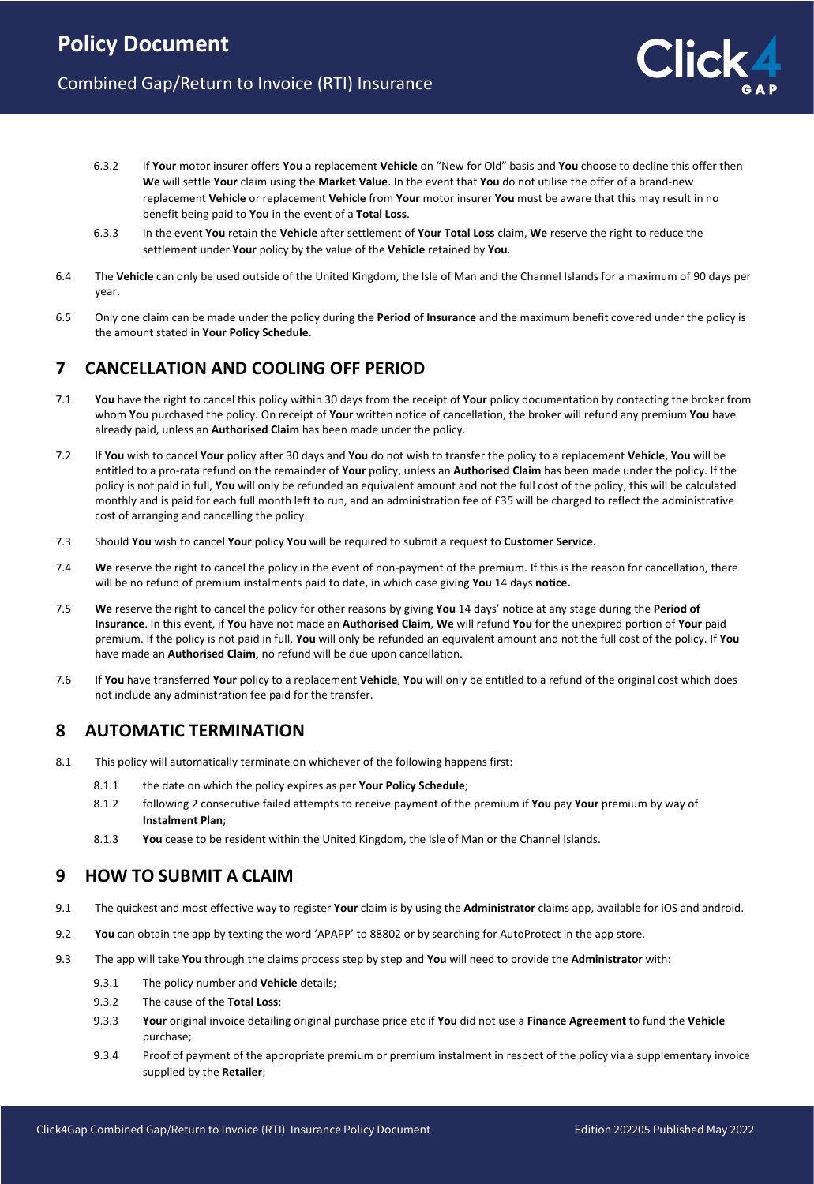6.3.2 If **Your** motor insurer offers **You** a replacement **Vehicle** on "New for Old" basis and **You** choose to decline this offer then **We** will settle **Your** claim using the **Market Value**. In the event that **You** do not utilise the offer of a brand-new replacement **Vehicle** or replacement **Vehicle** from **Your** motor insurer **You** must be aware that this may result in no benefit being paid to **You** in the event of a **Total Loss**.

6.3.3 In the event **You** retain the **Vehicle** after settlement of **Your Total Loss** claim, **We** reserve the right to reduce the settlement under **Your** policy by the value of the **Vehicle** retained by **You**.

6.4 The **Vehicle** can only be used outside of the United Kingdom, the Isle of Man and the Channel Islands for a maximum of 90 days per year.

6.5 Only one claim can be made under the policy during the **Period of Insurance** and the maximum benefit covered under the policy is the amount stated in **Your Policy Schedule**.

## 7 CANCELLATION AND COOLING OFF PERIOD

7.1 **You** have the right to cancel this policy within 30 days from the receipt of **Your** policy documentation by contacting the broker from whom **You** purchased the policy. On receipt of **Your** written notice of cancellation, the broker will refund any premium **You** have already paid, unless an **Authorised Claim** has been made under the policy.

7.2 If **You** wish to cancel **Your** policy after 30 days and **You** do not wish to transfer the policy to a replacement **Vehicle**, **You** will be entitled to a pro-rata refund on the remainder of **Your** policy, unless an **Authorised Claim** has been made under the policy. If the policy is not paid in full, **You** will only be refunded an equivalent amount and not the full cost of the policy, this will be calculated monthly and is paid for each full month left to run, and an administration fee of £35 will be charged to reflect the administrative cost of arranging and cancelling the policy.

7.3 Should **You** wish to cancel **Your** policy **You** will be required to submit a request to **Customer Service.**

7.4 **We** reserve the right to cancel the policy in the event of non-payment of the premium. If this is the reason for cancellation, there will be no refund of premium instalments paid to date, in which case giving **You** 14 days **notice.**

7.5 **We** reserve the right to cancel the policy for other reasons by giving **You** 14 days' notice at any stage during the **Period of Insurance**. In this event, if **You** have not made an **Authorised Claim**, **We** will refund **You** for the unexpired portion of **Your** paid premium. If the policy is not paid in full, **You** will only be refunded an equivalent amount and not the full cost of the policy. If **You** have made an **Authorised Claim**, no refund will be due upon cancellation.

7.6 If **You** have transferred **Your** policy to a replacement **Vehicle**, **You** will only be entitled to a refund of the original cost which does not include any administration fee paid for the transfer.

## 8 AUTOMATIC TERMINATION

8.1 This policy will automatically terminate on whichever of the following happens first:

8.1.1 the date on which the policy expires as per **Your Policy Schedule**;

8.1.2 following 2 consecutive failed attempts to receive payment of the premium if **You** pay **Your** premium by way of **Instalment Plan**;

8.1.3 **You** cease to be resident within the United Kingdom, the Isle of Man or the Channel Islands.

## 9 HOW TO SUBMIT A CLAIM

9.1 The quickest and most effective way to register **Your** claim is by using the **Administrator** claims app, available for iOS and android.

9.2 **You** can obtain the app by texting the word 'APAPP' to 88802 or by searching for AutoProtect in the app store.

9.3 The app will take **You** through the claims process step by step and **You** will need to provide the **Administrator** with:

9.3.1 The policy number and **Vehicle** details;

9.3.2 The cause of the **Total Loss**;

9.3.3 **Your** original invoice detailing original purchase price etc if **You** did not use a **Finance Agreement** to fund the **Vehicle** purchase;

9.3.4 Proof of payment of the appropriate premium or premium instalment in respect of the policy via a supplementary invoice supplied by the **Retailer**;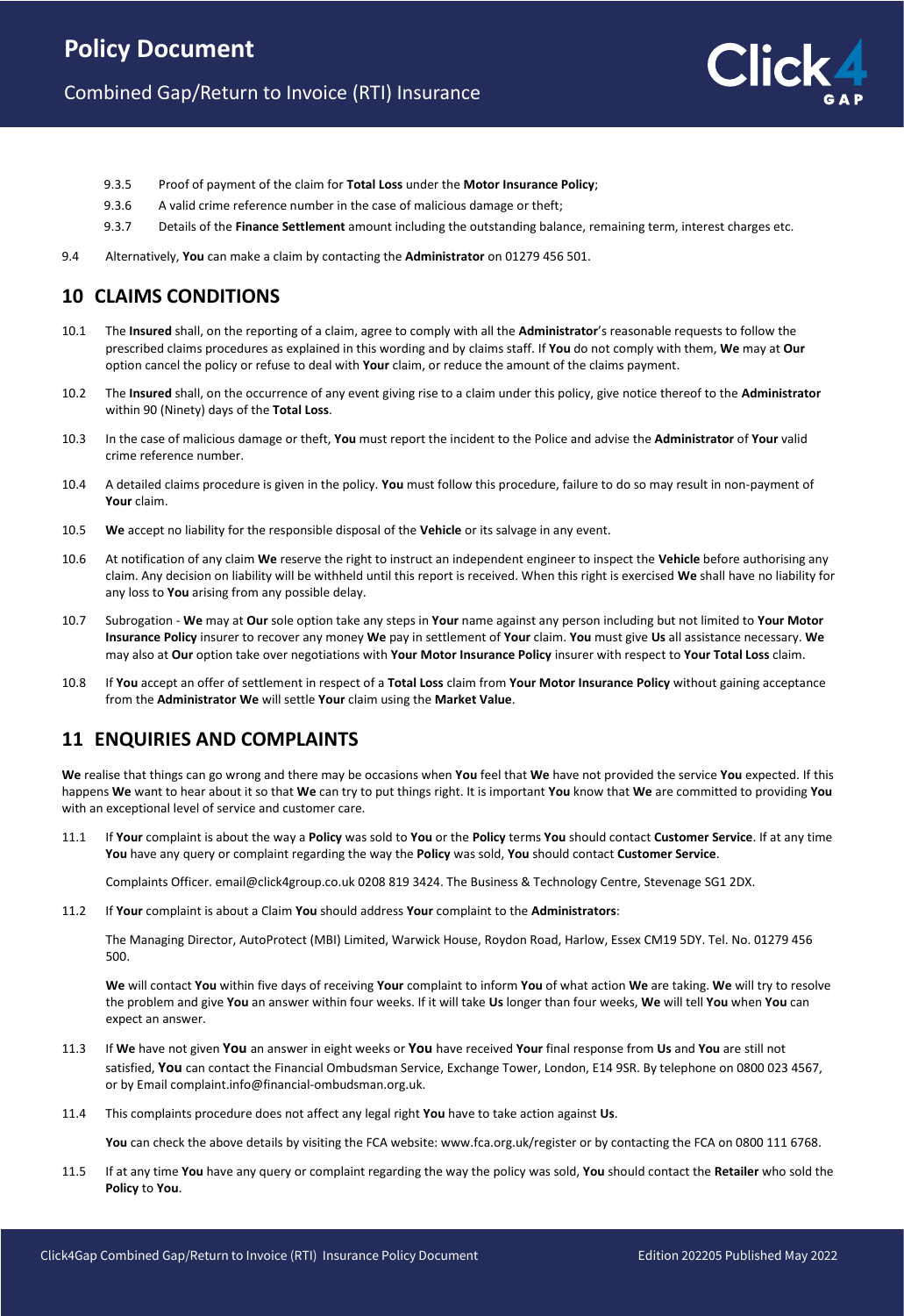9.3.5 Proof of payment of the claim for **Total Loss** under the **Motor Insurance Policy**;

9.3.6 A valid crime reference number in the case of malicious damage or theft;

9.3.7 Details of the **Finance Settlement** amount including the outstanding balance, remaining term, interest charges etc.

9.4 Alternatively, **You** can make a claim by contacting the **Administrator** on 01279 456 501.

## 10 CLAIMS CONDITIONS

10.1 The **Insured** shall, on the reporting of a claim, agree to comply with all the **Administrator**'s reasonable requests to follow the prescribed claims procedures as explained in this wording and by claims staff. If **You** do not comply with them, **We** may at **Our** option cancel the policy or refuse to deal with **Your** claim, or reduce the amount of the claims payment.

10.2 The **Insured** shall, on the occurrence of any event giving rise to a claim under this policy, give notice thereof to the **Administrator** within 90 (Ninety) days of the **Total Loss**.

10.3 In the case of malicious damage or theft, **You** must report the incident to the Police and advise the **Administrator** of **Your** valid crime reference number.

10.4 A detailed claims procedure is given in the policy. **You** must follow this procedure, failure to do so may result in non-payment of **Your** claim.

10.5 **We** accept no liability for the responsible disposal of the **Vehicle** or its salvage in any event.

10.6 At notification of any claim **We** reserve the right to instruct an independent engineer to inspect the **Vehicle** before authorising any claim. Any decision on liability will be withheld until this report is received. When this right is exercised **We** shall have no liability for any loss to **You** arising from any possible delay.

10.7 Subrogation - **We** may at **Our** sole option take any steps in **Your** name against any person including but not limited to **Your Motor Insurance Policy** insurer to recover any money **We** pay in settlement of **Your** claim. **You** must give **Us** all assistance necessary. **We** may also at **Our** option take over negotiations with **Your Motor Insurance Policy** insurer with respect to **Your Total Loss** claim.

10.8 If **You** accept an offer of settlement in respect of a **Total Loss** claim from **Your Motor Insurance Policy** without gaining acceptance from the **Administrator We** will settle **Your** claim using the **Market Value**.

## 11 ENQUIRIES AND COMPLAINTS

**We** realise that things can go wrong and there may be occasions when **You** feel that **We** have not provided the service **You** expected. If this happens **We** want to hear about it so that **We** can try to put things right. It is important **You** know that **We** are committed to providing **You** with an exceptional level of service and customer care.

11.1 If **Your** complaint is about the way a **Policy** was sold to **You** or the **Policy** terms **You** should contact **Customer Service**. If at any time **You** have any query or complaint regarding the way the **Policy** was sold, **You** should contact **Customer Service**.

Complaints Officer. email@click4group.co.uk 0208 819 3424. The Business & Technology Centre, Stevenage SG1 2DX.

11.2 If **Your** complaint is about a Claim **You** should address **Your** complaint to the **Administrators**:

The Managing Director, AutoProtect (MBI) Limited, Warwick House, Roydon Road, Harlow, Essex CM19 5DY. Tel. No. 01279 456 500.

**We** will contact **You** within five days of receiving **Your** complaint to inform **You** of what action **We** are taking. **We** will try to resolve the problem and give **You** an answer within four weeks. If it will take **Us** longer than four weeks, **We** will tell **You** when **You** can expect an answer.

11.3 If **We** have not given **You** an answer in eight weeks or **You** have received **Your** final response from **Us** and **You** are still not satisfied, **You** can contact the Financial Ombudsman Service, Exchange Tower, London, E14 9SR. By telephone on 0800 023 4567, or by Email complaint.info@financial-ombudsman.org.uk.

11.4 This complaints procedure does not affect any legal right **You** have to take action against **Us**.

**You** can check the above details by visiting the FCA website: www.fca.org.uk/register or by contacting the FCA on 0800 111 6768.

11.5 If at any time **You** have any query or complaint regarding the way the policy was sold, **You** should contact the **Retailer** who sold the **Policy** to **You**.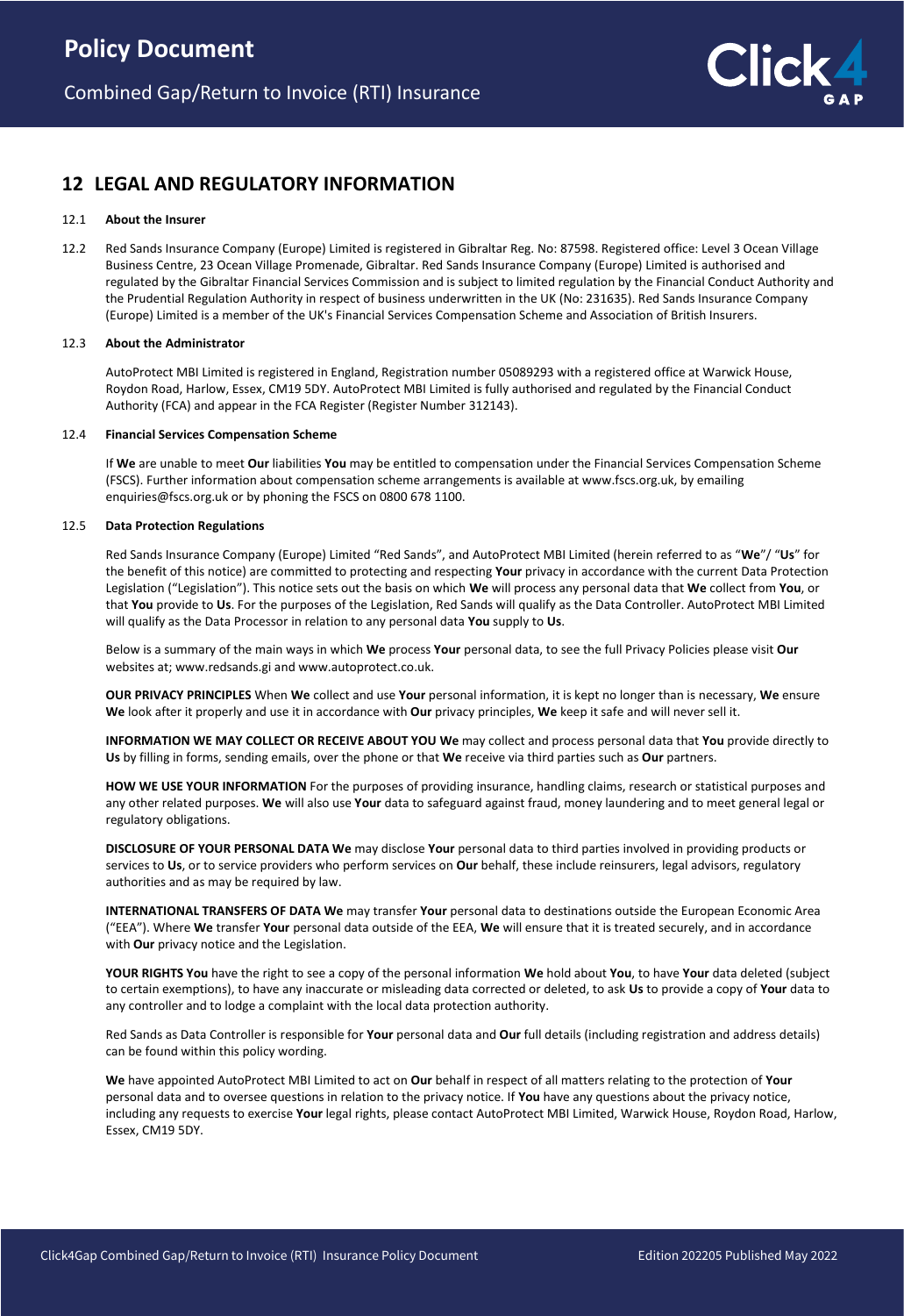## 12 LEGAL AND REGULATORY INFORMATION

12.1 **About the Insurer**

12.2 Red Sands Insurance Company (Europe) Limited is registered in Gibraltar Reg. No: 87598. Registered office: Level 3 Ocean Village Business Centre, 23 Ocean Village Promenade, Gibraltar. Red Sands Insurance Company (Europe) Limited is authorised and regulated by the Gibraltar Financial Services Commission and is subject to limited regulation by the Financial Conduct Authority and the Prudential Regulation Authority in respect of business underwritten in the UK (No: 231635). Red Sands Insurance Company (Europe) Limited is a member of the UK's Financial Services Compensation Scheme and Association of British Insurers.

12.3 **About the Administrator**

AutoProtect MBI Limited is registered in England, Registration number 05089293 with a registered office at Warwick House, Roydon Road, Harlow, Essex, CM19 5DY. AutoProtect MBI Limited is fully authorised and regulated by the Financial Conduct Authority (FCA) and appear in the FCA Register (Register Number 312143).

12.4 **Financial Services Compensation Scheme**

If **We** are unable to meet **Our** liabilities **You** may be entitled to compensation under the Financial Services Compensation Scheme (FSCS). Further information about compensation scheme arrangements is available at www.fscs.org.uk, by emailing enquiries@fscs.org.uk or by phoning the FSCS on 0800 678 1100.

12.5 **Data Protection Regulations**

Red Sands Insurance Company (Europe) Limited "Red Sands", and AutoProtect MBI Limited (herein referred to as "**We**"/ "**Us**" for the benefit of this notice) are committed to protecting and respecting **Your** privacy in accordance with the current Data Protection Legislation ("Legislation"). This notice sets out the basis on which **We** will process any personal data that **We** collect from **You**, or that **You** provide to **Us**. For the purposes of the Legislation, Red Sands will qualify as the Data Controller. AutoProtect MBI Limited will qualify as the Data Processor in relation to any personal data **You** supply to **Us**.

Below is a summary of the main ways in which **We** process **Your** personal data, to see the full Privacy Policies please visit **Our** websites at; www.redsands.gi and www.autoprotect.co.uk.

**OUR PRIVACY PRINCIPLES** When **We** collect and use **Your** personal information, it is kept no longer than is necessary, **We** ensure **We** look after it properly and use it in accordance with **Our** privacy principles, **We** keep it safe and will never sell it.

**INFORMATION WE MAY COLLECT OR RECEIVE ABOUT YOU We** may collect and process personal data that **You** provide directly to **Us** by filling in forms, sending emails, over the phone or that **We** receive via third parties such as **Our** partners.

**HOW WE USE YOUR INFORMATION** For the purposes of providing insurance, handling claims, research or statistical purposes and any other related purposes. **We** will also use **Your** data to safeguard against fraud, money laundering and to meet general legal or regulatory obligations.

**DISCLOSURE OF YOUR PERSONAL DATA We** may disclose **Your** personal data to third parties involved in providing products or services to **Us**, or to service providers who perform services on **Our** behalf, these include reinsurers, legal advisors, regulatory authorities and as may be required by law.

**INTERNATIONAL TRANSFERS OF DATA We** may transfer **Your** personal data to destinations outside the European Economic Area ("EEA"). Where **We** transfer **Your** personal data outside of the EEA, **We** will ensure that it is treated securely, and in accordance with **Our** privacy notice and the Legislation.

**YOUR RIGHTS You** have the right to see a copy of the personal information **We** hold about **You**, to have **Your** data deleted (subject to certain exemptions), to have any inaccurate or misleading data corrected or deleted, to ask **Us** to provide a copy of **Your** data to any controller and to lodge a complaint with the local data protection authority.

Red Sands as Data Controller is responsible for **Your** personal data and **Our** full details (including registration and address details) can be found within this policy wording.

**We** have appointed AutoProtect MBI Limited to act on **Our** behalf in respect of all matters relating to the protection of **Your** personal data and to oversee questions in relation to the privacy notice. If **You** have any questions about the privacy notice, including any requests to exercise **Your** legal rights, please contact AutoProtect MBI Limited, Warwick House, Roydon Road, Harlow, Essex, CM19 5DY.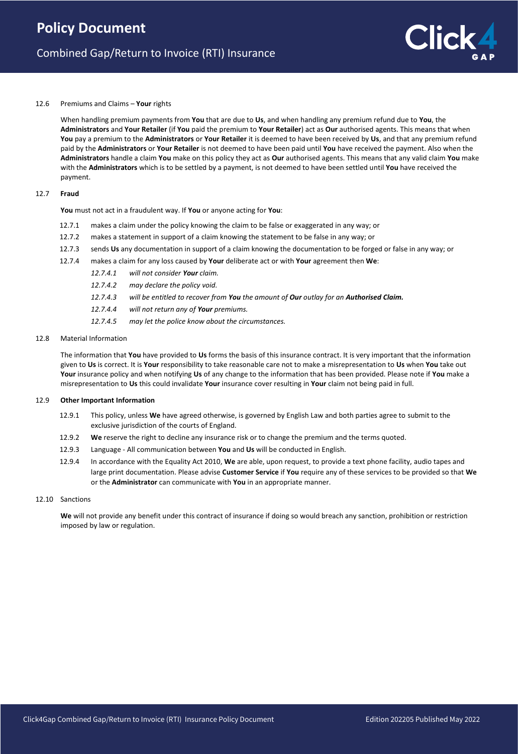12.6 Premiums and Claims – **Your** rights

When handling premium payments from **You** that are due to **Us**, and when handling any premium refund due to **You**, the **Administrators** and **Your Retailer** (if **You** paid the premium to **Your Retailer**) act as **Our** authorised agents. This means that when **You** pay a premium to the **Administrators** or **Your Retailer** it is deemed to have been received by **Us**, and that any premium refund paid by the **Administrators** or **Your Retailer** is not deemed to have been paid until **You** have received the payment. Also when the **Administrators** handle a claim **You** make on this policy they act as **Our** authorised agents. This means that any valid claim **You** make with the **Administrators** which is to be settled by a payment, is not deemed to have been settled until **You** have received the payment.

12.7 **Fraud**

**You** must not act in a fraudulent way. If **You** or anyone acting for **You**:

12.7.1 makes a claim under the policy knowing the claim to be false or exaggerated in any way; or

12.7.2 makes a statement in support of a claim knowing the statement to be false in any way; or

12.7.3 sends **Us** any documentation in support of a claim knowing the documentation to be forged or false in any way; or

12.7.4 makes a claim for any loss caused by **Your** deliberate act or with **Your** agreement then **We**:

*12.7.4.1 will not consider **Your** claim.*

*12.7.4.2 may declare the policy void.*

*12.7.4.3 will be entitled to recover from **You** the amount of **Our** outlay for an **Authorised Claim.***

*12.7.4.4 will not return any of **Your** premiums.*

*12.7.4.5 may let the police know about the circumstances.*

12.8 Material Information

The information that **You** have provided to **Us** forms the basis of this insurance contract. It is very important that the information given to **Us** is correct. It is **Your** responsibility to take reasonable care not to make a misrepresentation to **Us** when **You** take out **Your** insurance policy and when notifying **Us** of any change to the information that has been provided. Please note if **You** make a misrepresentation to **Us** this could invalidate **Your** insurance cover resulting in **Your** claim not being paid in full.

12.9 **Other Important Information**

12.9.1 This policy, unless **We** have agreed otherwise, is governed by English Law and both parties agree to submit to the exclusive jurisdiction of the courts of England.

12.9.2 **We** reserve the right to decline any insurance risk or to change the premium and the terms quoted.

12.9.3 Language - All communication between **You** and **Us** will be conducted in English.

12.9.4 In accordance with the Equality Act 2010, **We** are able, upon request, to provide a text phone facility, audio tapes and large print documentation. Please advise **Customer Service** if **You** require any of these services to be provided so that **We** or the **Administrator** can communicate with **You** in an appropriate manner.

12.10 Sanctions

**We** will not provide any benefit under this contract of insurance if doing so would breach any sanction, prohibition or restriction imposed by law or regulation.